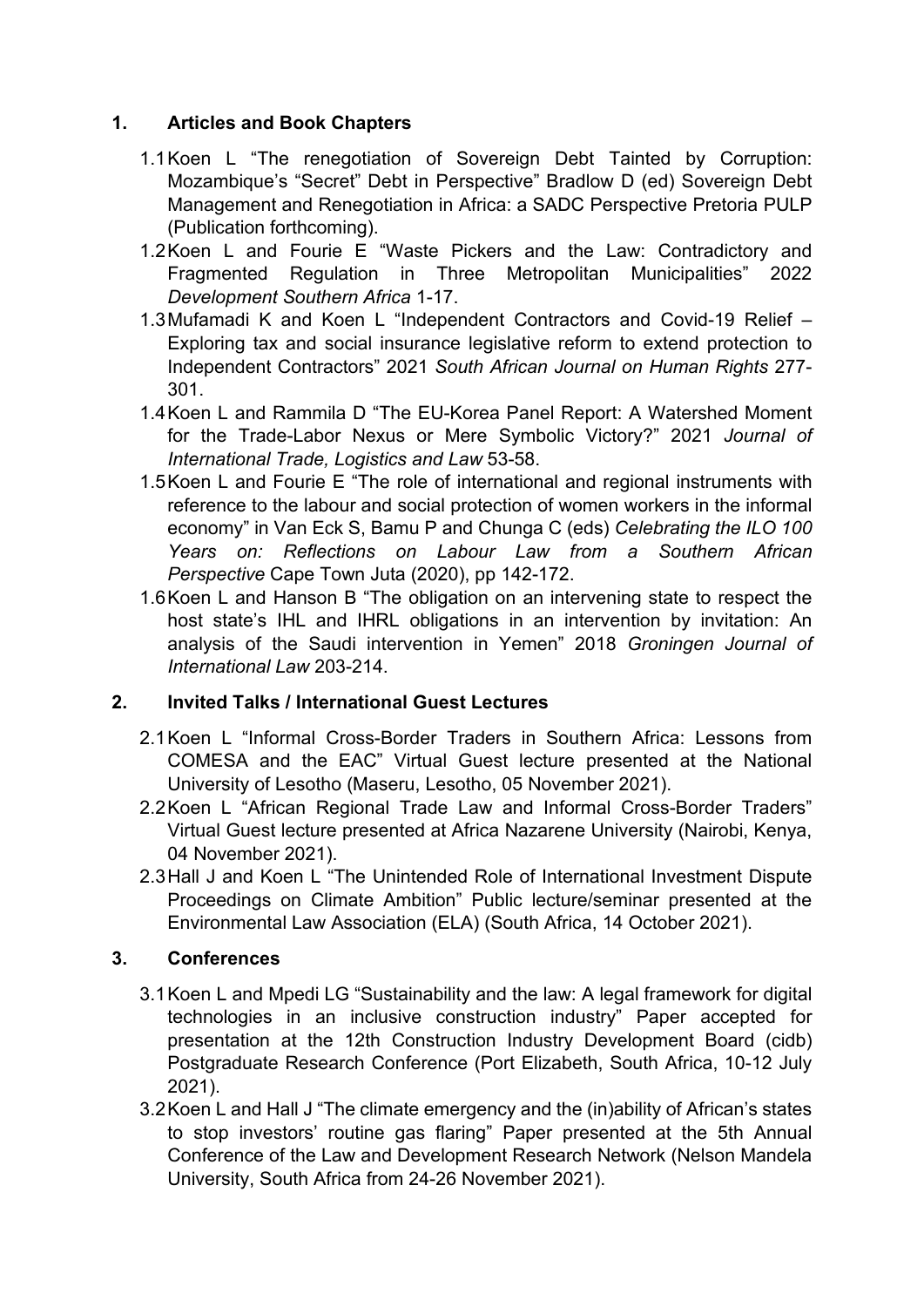## 1. Articles and Book Chapters

1.1 Koen L "The renegotiation of Sovereign Debt Tainted by Corruption: Mozambique's "Secret" Debt in Perspective" Bradlow D (ed) Sovereign Debt Management and Renegotiation in Africa: a SADC Perspective Pretoria PULP (Publication forthcoming).

1.2 Koen L and Fourie E "Waste Pickers and the Law: Contradictory and Fragmented Regulation in Three Metropolitan Municipalities" 2022 *Development Southern Africa* 1-17.

1.3 Mufamadi K and Koen L "Independent Contractors and Covid-19 Relief – Exploring tax and social insurance legislative reform to extend protection to Independent Contractors" 2021 *South African Journal on Human Rights* 277-301.

1.4 Koen L and Rammila D "The EU-Korea Panel Report: A Watershed Moment for the Trade-Labor Nexus or Mere Symbolic Victory?" 2021 *Journal of International Trade, Logistics and Law* 53-58.

1.5 Koen L and Fourie E "The role of international and regional instruments with reference to the labour and social protection of women workers in the informal economy" in Van Eck S, Bamu P and Chunga C (eds) *Celebrating the ILO 100 Years on: Reflections on Labour Law from a Southern African Perspective* Cape Town Juta (2020), pp 142-172.

1.6 Koen L and Hanson B "The obligation on an intervening state to respect the host state's IHL and IHRL obligations in an intervention by invitation: An analysis of the Saudi intervention in Yemen" 2018 *Groningen Journal of International Law* 203-214.

## 2. Invited Talks / International Guest Lectures

2.1 Koen L "Informal Cross-Border Traders in Southern Africa: Lessons from COMESA and the EAC" Virtual Guest lecture presented at the National University of Lesotho (Maseru, Lesotho, 05 November 2021).

2.2 Koen L "African Regional Trade Law and Informal Cross-Border Traders" Virtual Guest lecture presented at Africa Nazarene University (Nairobi, Kenya, 04 November 2021).

2.3 Hall J and Koen L "The Unintended Role of International Investment Dispute Proceedings on Climate Ambition" Public lecture/seminar presented at the Environmental Law Association (ELA) (South Africa, 14 October 2021).

## 3. Conferences

3.1 Koen L and Mpedi LG "Sustainability and the law: A legal framework for digital technologies in an inclusive construction industry" Paper accepted for presentation at the 12th Construction Industry Development Board (cidb) Postgraduate Research Conference (Port Elizabeth, South Africa, 10-12 July 2021).

3.2 Koen L and Hall J "The climate emergency and the (in)ability of African's states to stop investors' routine gas flaring" Paper presented at the 5th Annual Conference of the Law and Development Research Network (Nelson Mandela University, South Africa from 24-26 November 2021).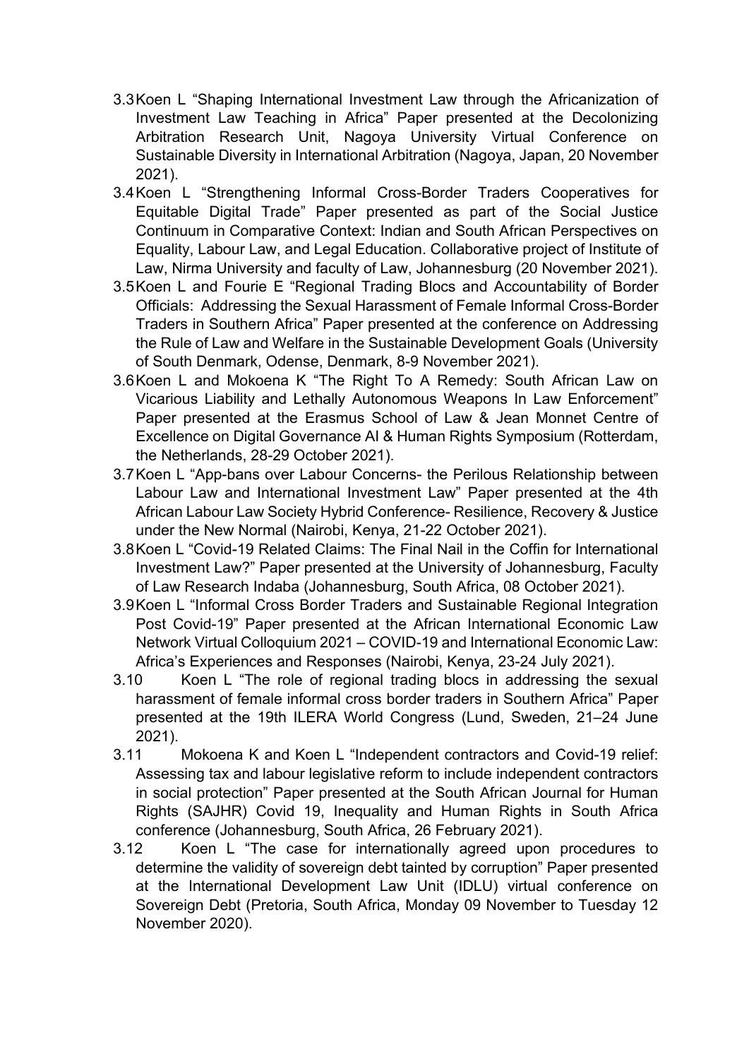3.3 Koen L "Shaping International Investment Law through the Africanization of Investment Law Teaching in Africa" Paper presented at the Decolonizing Arbitration Research Unit, Nagoya University Virtual Conference on Sustainable Diversity in International Arbitration (Nagoya, Japan, 20 November 2021).

3.4 Koen L "Strengthening Informal Cross-Border Traders Cooperatives for Equitable Digital Trade" Paper presented as part of the Social Justice Continuum in Comparative Context: Indian and South African Perspectives on Equality, Labour Law, and Legal Education. Collaborative project of Institute of Law, Nirma University and faculty of Law, Johannesburg (20 November 2021).

3.5 Koen L and Fourie E "Regional Trading Blocs and Accountability of Border Officials: Addressing the Sexual Harassment of Female Informal Cross-Border Traders in Southern Africa" Paper presented at the conference on Addressing the Rule of Law and Welfare in the Sustainable Development Goals (University of South Denmark, Odense, Denmark, 8-9 November 2021).

3.6 Koen L and Mokoena K "The Right To A Remedy: South African Law on Vicarious Liability and Lethally Autonomous Weapons In Law Enforcement" Paper presented at the Erasmus School of Law & Jean Monnet Centre of Excellence on Digital Governance AI & Human Rights Symposium (Rotterdam, the Netherlands, 28-29 October 2021).

3.7 Koen L "App-bans over Labour Concerns- the Perilous Relationship between Labour Law and International Investment Law" Paper presented at the 4th African Labour Law Society Hybrid Conference- Resilience, Recovery & Justice under the New Normal (Nairobi, Kenya, 21-22 October 2021).

3.8 Koen L "Covid-19 Related Claims: The Final Nail in the Coffin for International Investment Law?" Paper presented at the University of Johannesburg, Faculty of Law Research Indaba (Johannesburg, South Africa, 08 October 2021).

3.9 Koen L "Informal Cross Border Traders and Sustainable Regional Integration Post Covid-19" Paper presented at the African International Economic Law Network Virtual Colloquium 2021 – COVID-19 and International Economic Law: Africa's Experiences and Responses (Nairobi, Kenya, 23-24 July 2021).

3.10 Koen L "The role of regional trading blocs in addressing the sexual harassment of female informal cross border traders in Southern Africa" Paper presented at the 19th ILERA World Congress (Lund, Sweden, 21–24 June 2021).

3.11 Mokoena K and Koen L "Independent contractors and Covid-19 relief: Assessing tax and labour legislative reform to include independent contractors in social protection" Paper presented at the South African Journal for Human Rights (SAJHR) Covid 19, Inequality and Human Rights in South Africa conference (Johannesburg, South Africa, 26 February 2021).

3.12 Koen L "The case for internationally agreed upon procedures to determine the validity of sovereign debt tainted by corruption" Paper presented at the International Development Law Unit (IDLU) virtual conference on Sovereign Debt (Pretoria, South Africa, Monday 09 November to Tuesday 12 November 2020).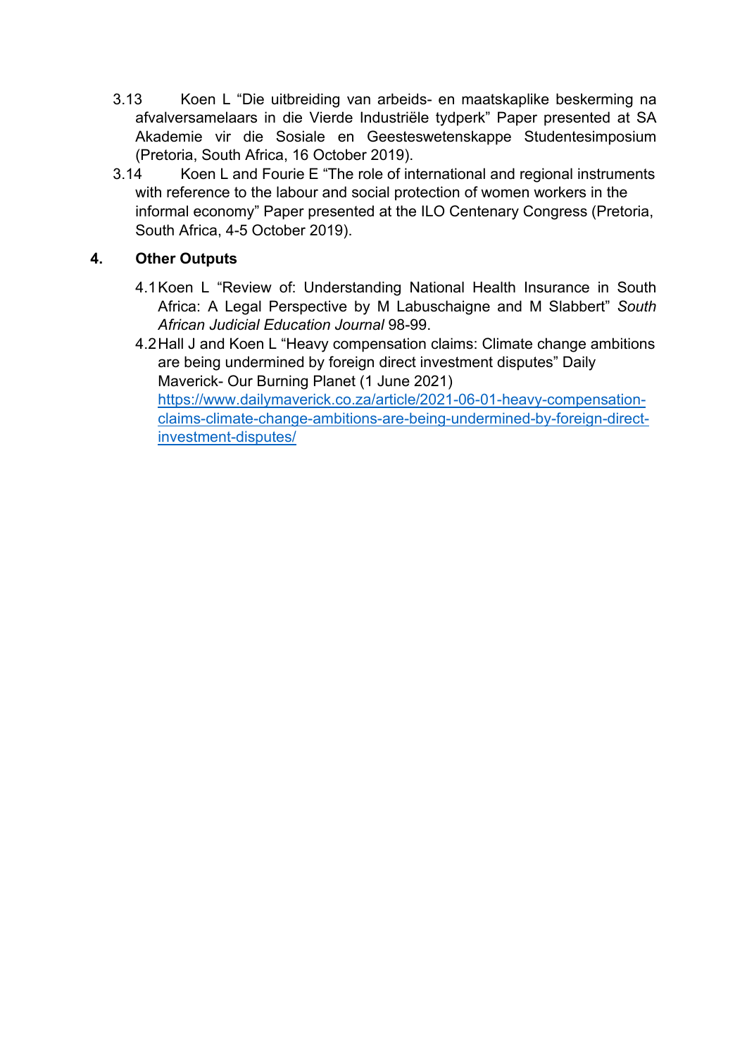3.13 Koen L "Die uitbreiding van arbeids- en maatskaplike beskerming na afvalversamelaars in die Vierde Industriële tydperk" Paper presented at SA Akademie vir die Sosiale en Geesteswetenskappe Studentesimposium (Pretoria, South Africa, 16 October 2019).

3.14 Koen L and Fourie E "The role of international and regional instruments with reference to the labour and social protection of women workers in the informal economy" Paper presented at the ILO Centenary Congress (Pretoria, South Africa, 4-5 October 2019).

## 4. Other Outputs

4.1 Koen L "Review of: Understanding National Health Insurance in South Africa: A Legal Perspective by M Labuschaigne and M Slabbert" *South African Judicial Education Journal* 98-99.

4.2 Hall J and Koen L "Heavy compensation claims: Climate change ambitions are being undermined by foreign direct investment disputes" Daily Maverick- Our Burning Planet (1 June 2021) https://www.dailymaverick.co.za/article/2021-06-01-heavy-compensation-claims-climate-change-ambitions-are-being-undermined-by-foreign-direct-investment-disputes/